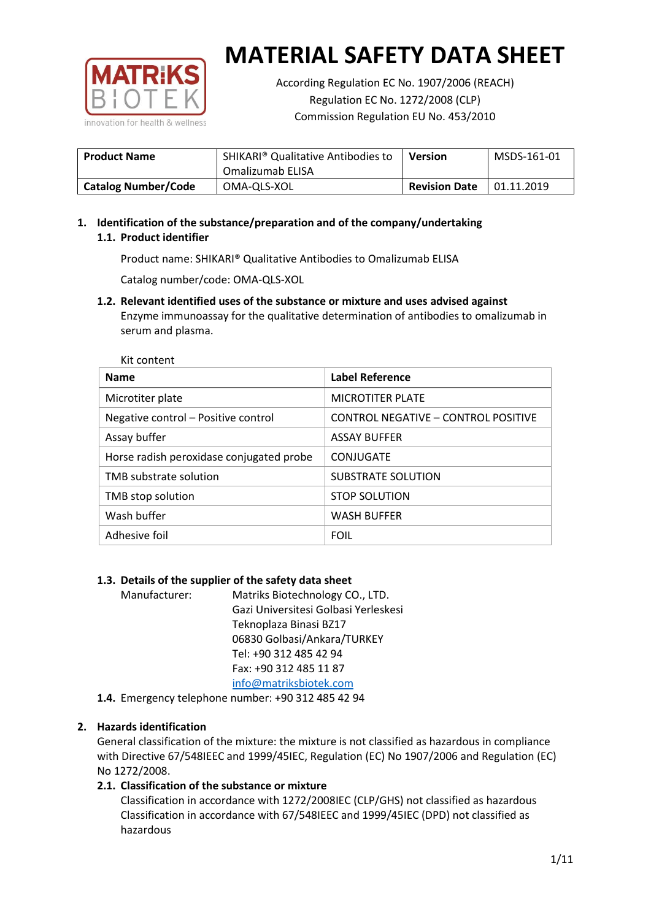# MATERIAL SAFETY DATA SHEET

According Regulation EC No. 1907/2006 (REACH)
Regulation EC No. 1272/2008 (CLP)
Commission Regulation EU No. 453/2010

| **Product Name** | SHIKARI® Qualitative Antibodies to Omalizumab ELISA | **Version** | MSDS-161-01 |
|---|---|---|---|
| **Catalog Number/Code** | OMA-QLS-XOL | **Revision Date** | 01.11.2019 |

## 1. Identification of the substance/preparation and of the company/undertaking

### 1.1. Product identifier

Product name: SHIKARI® Qualitative Antibodies to Omalizumab ELISA

Catalog number/code: OMA-QLS-XOL

### 1.2. Relevant identified uses of the substance or mixture and uses advised against

Enzyme immunoassay for the qualitative determination of antibodies to omalizumab in serum and plasma.

Kit content

| **Name** | **Label Reference** |
|---|---|
| Microtiter plate | MICROTITER PLATE |
| Negative control – Positive control | CONTROL NEGATIVE – CONTROL POSITIVE |
| Assay buffer | ASSAY BUFFER |
| Horse radish peroxidase conjugated probe | CONJUGATE |
| TMB substrate solution | SUBSTRATE SOLUTION |
| TMB stop solution | STOP SOLUTION |
| Wash buffer | WASH BUFFER |
| Adhesive foil | FOIL |

### 1.3. Details of the supplier of the safety data sheet

Manufacturer: Matriks Biotechnology CO., LTD.
Gazi Universitesi Golbasi Yerleskesi
Teknoplaza Binasi BZ17
06830 Golbasi/Ankara/TURKEY
Tel: +90 312 485 42 94
Fax: +90 312 485 11 87
info@matriksbiotek.com

### 1.4. Emergency telephone number: +90 312 485 42 94

## 2. Hazards identification

General classification of the mixture: the mixture is not classified as hazardous in compliance with Directive 67/548IEEC and 1999/45IEC, Regulation (EC) No 1907/2006 and Regulation (EC) No 1272/2008.

### 2.1. Classification of the substance or mixture

Classification in accordance with 1272/2008IEC (CLP/GHS) not classified as hazardous
Classification in accordance with 67/548IEEC and 1999/45IEC (DPD) not classified as hazardous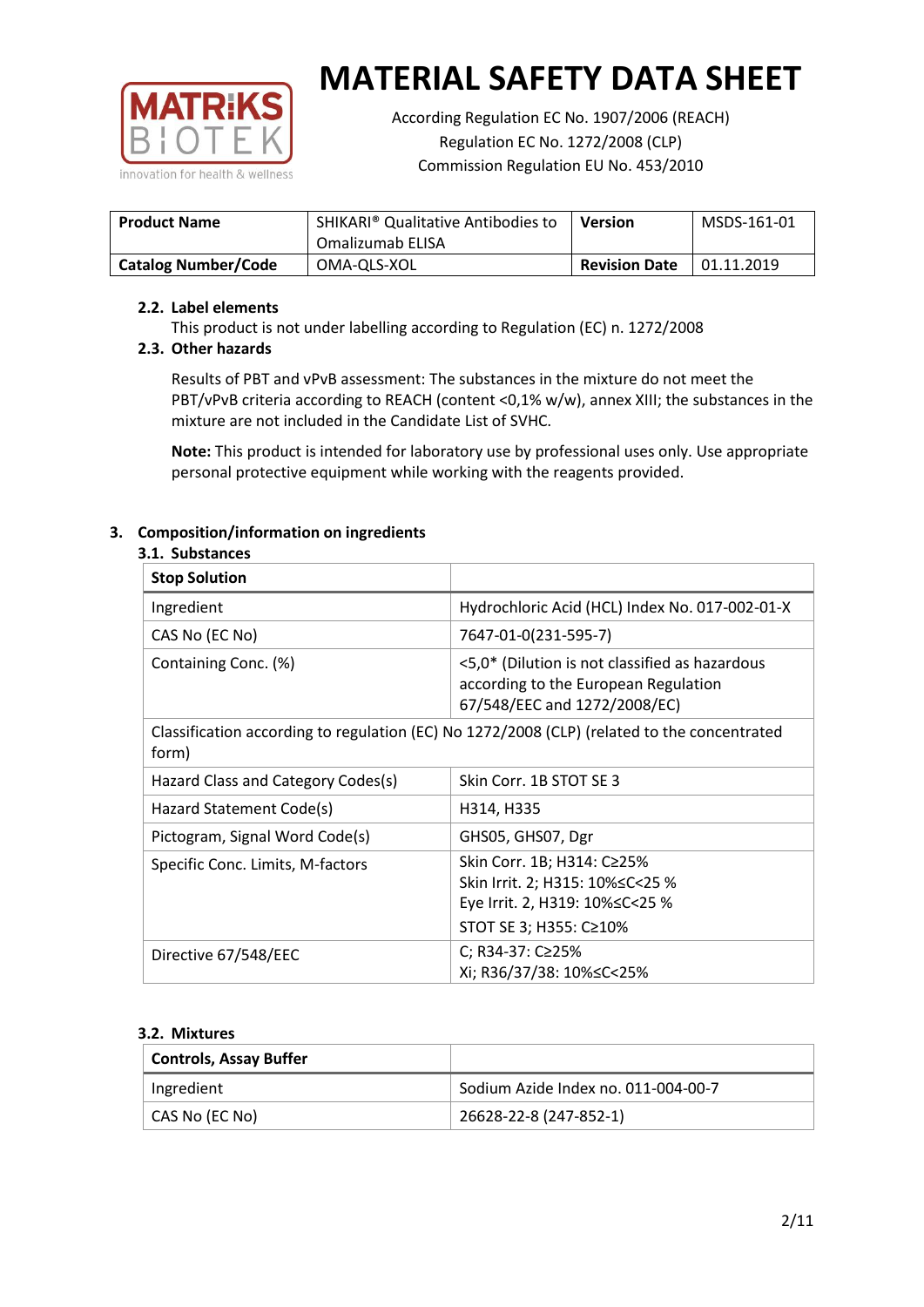# MATERIAL SAFETY DATA SHEET

According Regulation EC No. 1907/2006 (REACH)
Regulation EC No. 1272/2008 (CLP)
Commission Regulation EU No. 453/2010

| **Product Name** | SHIKARI® Qualitative Antibodies to Omalizumab ELISA | **Version** | MSDS-161-01 |
|---|---|---|---|
| **Catalog Number/Code** | OMA-QLS-XOL | **Revision Date** | 01.11.2019 |

### 2.2. Label elements

This product is not under labelling according to Regulation (EC) n. 1272/2008

### 2.3. Other hazards

Results of PBT and vPvB assessment: The substances in the mixture do not meet the PBT/vPvB criteria according to REACH (content <0,1% w/w), annex XIII; the substances in the mixture are not included in the Candidate List of SVHC.

**Note:** This product is intended for laboratory use by professional uses only. Use appropriate personal protective equipment while working with the reagents provided.

## 3. Composition/information on ingredients

### 3.1. Substances

| **Stop Solution** | |
|---|---|
| Ingredient | Hydrochloric Acid (HCL) Index No. 017-002-01-X |
| CAS No (EC No) | 7647-01-0(231-595-7) |
| Containing Conc. (%) | <5,0* (Dilution is not classified as hazardous according to the European Regulation 67/548/EEC and 1272/2008/EC) |
| Classification according to regulation (EC) No 1272/2008 (CLP) (related to the concentrated form) | |
| Hazard Class and Category Codes(s) | Skin Corr. 1B STOT SE 3 |
| Hazard Statement Code(s) | H314, H335 |
| Pictogram, Signal Word Code(s) | GHS05, GHS07, Dgr |
| Specific Conc. Limits, M-factors | Skin Corr. 1B; H314: C≥25%<br>Skin Irrit. 2; H315: 10%≤C<25 %<br>Eye Irrit. 2, H319: 10%≤C<25 %<br>STOT SE 3; H355: C≥10% |
| Directive 67/548/EEC | C; R34-37: C≥25%<br>Xi; R36/37/38: 10%≤C<25% |

### 3.2. Mixtures

| **Controls, Assay Buffer** | |
|---|---|
| Ingredient | Sodium Azide Index no. 011-004-00-7 |
| CAS No (EC No) | 26628-22-8 (247-852-1) |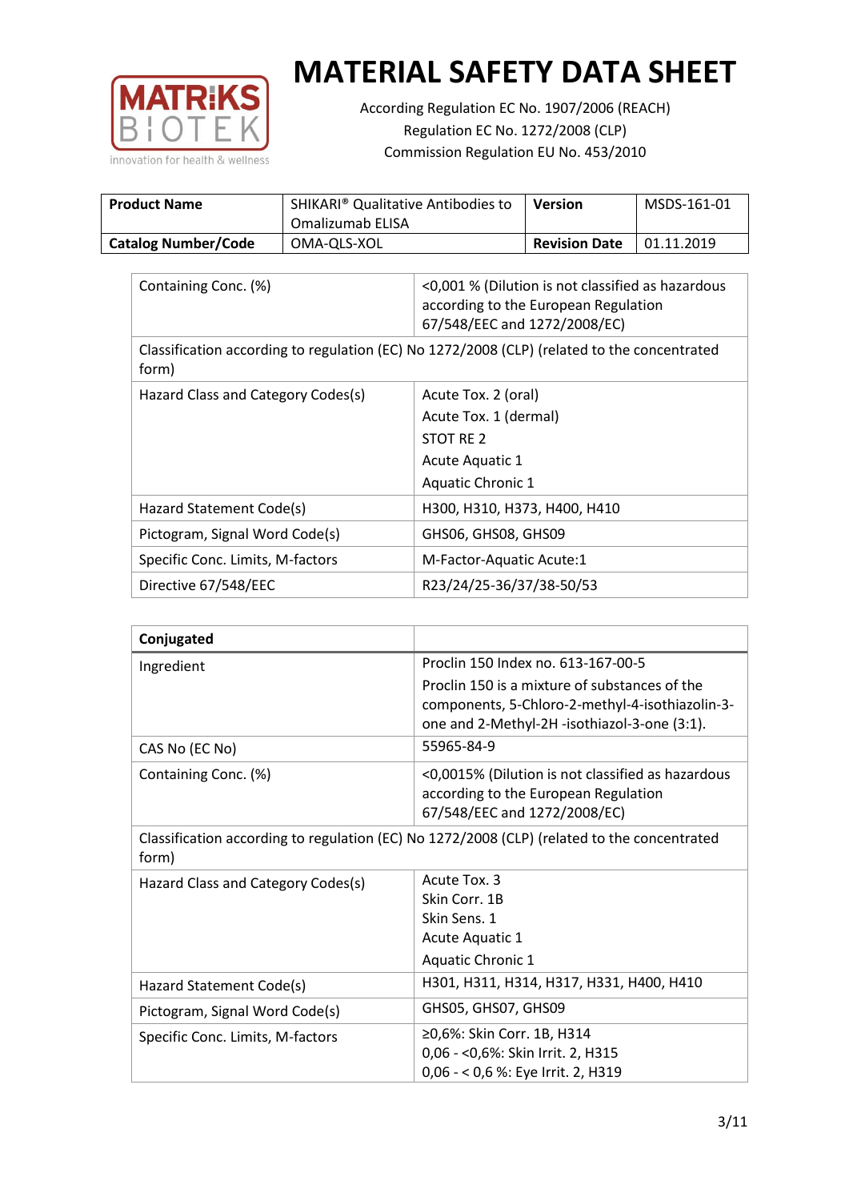# MATERIAL SAFETY DATA SHEET

According Regulation EC No. 1907/2006 (REACH)
Regulation EC No. 1272/2008 (CLP)
Commission Regulation EU No. 453/2010

| **Product Name** | SHIKARI® Qualitative Antibodies to Omalizumab ELISA | **Version** | MSDS-161-01 |
|---|---|---|---|
| **Catalog Number/Code** | OMA-QLS-XOL | **Revision Date** | 01.11.2019 |

| | |
|---|---|
| Containing Conc. (%) | <0,001 % (Dilution is not classified as hazardous according to the European Regulation 67/548/EEC and 1272/2008/EC) |
| Classification according to regulation (EC) No 1272/2008 (CLP) (related to the concentrated form) | |
| Hazard Class and Category Codes(s) | Acute Tox. 2 (oral)<br>Acute Tox. 1 (dermal)<br>STOT RE 2<br>Acute Aquatic 1<br>Aquatic Chronic 1 |
| Hazard Statement Code(s) | H300, H310, H373, H400, H410 |
| Pictogram, Signal Word Code(s) | GHS06, GHS08, GHS09 |
| Specific Conc. Limits, M-factors | M-Factor-Aquatic Acute:1 |
| Directive 67/548/EEC | R23/24/25-36/37/38-50/53 |

| **Conjugated** | |
|---|---|
| Ingredient | Proclin 150 Index no. 613-167-00-5<br>Proclin 150 is a mixture of substances of the components, 5-Chloro-2-methyl-4-isothiazolin-3-one and 2-Methyl-2H -isothiazol-3-one (3:1). |
| CAS No (EC No) | 55965-84-9 |
| Containing Conc. (%) | <0,0015% (Dilution is not classified as hazardous according to the European Regulation 67/548/EEC and 1272/2008/EC) |
| Classification according to regulation (EC) No 1272/2008 (CLP) (related to the concentrated form) | |
| Hazard Class and Category Codes(s) | Acute Tox. 3<br>Skin Corr. 1B<br>Skin Sens. 1<br>Acute Aquatic 1<br>Aquatic Chronic 1 |
| Hazard Statement Code(s) | H301, H311, H314, H317, H331, H400, H410 |
| Pictogram, Signal Word Code(s) | GHS05, GHS07, GHS09 |
| Specific Conc. Limits, M-factors | ≥0,6%: Skin Corr. 1B, H314<br>0,06 - <0,6%: Skin Irrit. 2, H315<br>0,06 - < 0,6 %: Eye Irrit. 2, H319 |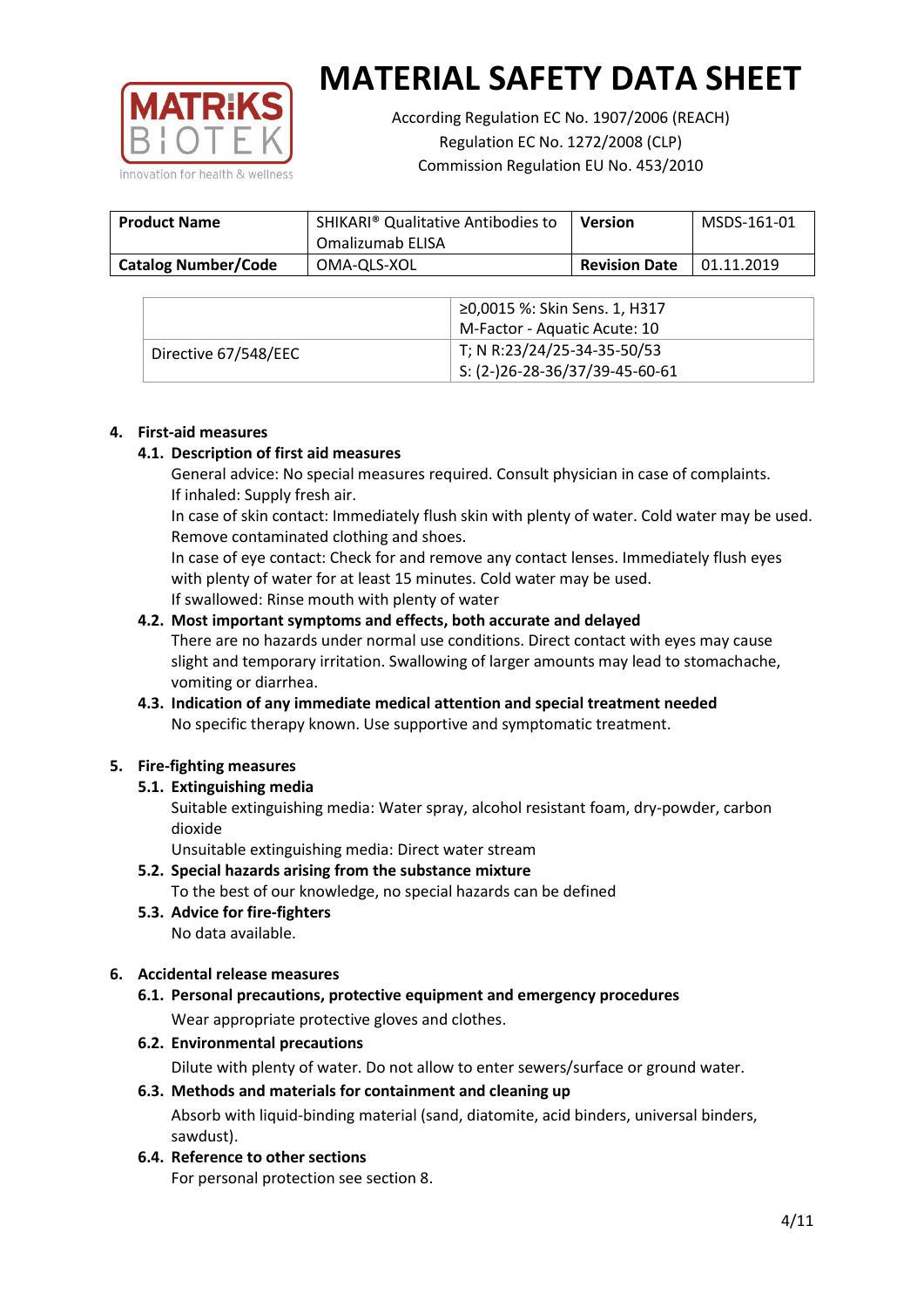| Product Name | SHIKARI® Qualitative Antibodies to Omalizumab ELISA | Version | MSDS-161-01 |
|---|---|---|---|
| Catalog Number/Code | OMA-QLS-XOL | Revision Date | 01.11.2019 |

| | |
|---|---|
| | ≥0,0015 %: Skin Sens. 1, H317<br>M-Factor - Aquatic Acute: 10 |
| Directive 67/548/EEC | T; N R:23/24/25-34-35-50/53<br>S: (2-)26-28-36/37/39-45-60-61 |

## 4. First-aid measures

### 4.1. Description of first aid measures

General advice: No special measures required. Consult physician in case of complaints.
If inhaled: Supply fresh air.
In case of skin contact: Immediately flush skin with plenty of water. Cold water may be used. Remove contaminated clothing and shoes.
In case of eye contact: Check for and remove any contact lenses. Immediately flush eyes with plenty of water for at least 15 minutes. Cold water may be used.
If swallowed: Rinse mouth with plenty of water

### 4.2. Most important symptoms and effects, both accurate and delayed

There are no hazards under normal use conditions. Direct contact with eyes may cause slight and temporary irritation. Swallowing of larger amounts may lead to stomachache, vomiting or diarrhea.

### 4.3. Indication of any immediate medical attention and special treatment needed

No specific therapy known. Use supportive and symptomatic treatment.

## 5. Fire-fighting measures

### 5.1. Extinguishing media

Suitable extinguishing media: Water spray, alcohol resistant foam, dry-powder, carbon dioxide
Unsuitable extinguishing media: Direct water stream

### 5.2. Special hazards arising from the substance mixture

To the best of our knowledge, no special hazards can be defined

### 5.3. Advice for fire-fighters

No data available.

## 6. Accidental release measures

### 6.1. Personal precautions, protective equipment and emergency procedures

Wear appropriate protective gloves and clothes.

### 6.2. Environmental precautions

Dilute with plenty of water. Do not allow to enter sewers/surface or ground water.

### 6.3. Methods and materials for containment and cleaning up

Absorb with liquid-binding material (sand, diatomite, acid binders, universal binders, sawdust).

### 6.4. Reference to other sections

For personal protection see section 8.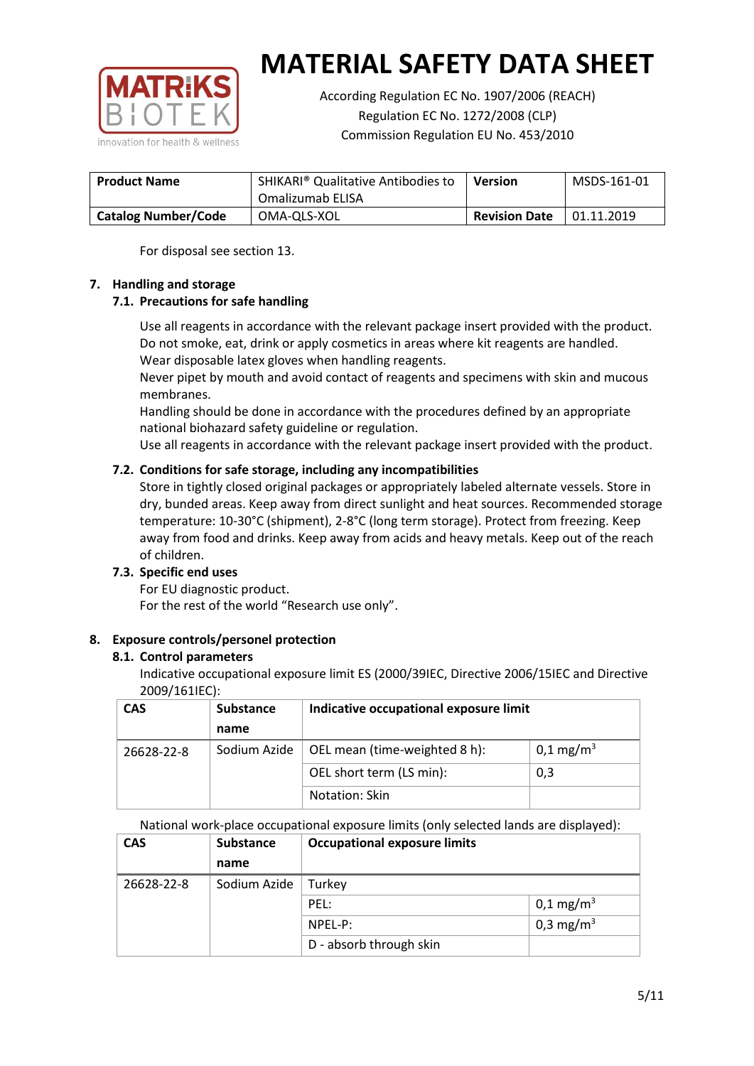# MATERIAL SAFETY DATA SHEET

According Regulation EC No. 1907/2006 (REACH)
Regulation EC No. 1272/2008 (CLP)
Commission Regulation EU No. 453/2010

| **Product Name** | SHIKARI® Qualitative Antibodies to Omalizumab ELISA | **Version** | MSDS-161-01 |
|---|---|---|---|
| **Catalog Number/Code** | OMA-QLS-XOL | **Revision Date** | 01.11.2019 |

For disposal see section 13.

## 7. Handling and storage

### 7.1. Precautions for safe handling

Use all reagents in accordance with the relevant package insert provided with the product.
Do not smoke, eat, drink or apply cosmetics in areas where kit reagents are handled.
Wear disposable latex gloves when handling reagents.
Never pipet by mouth and avoid contact of reagents and specimens with skin and mucous membranes.
Handling should be done in accordance with the procedures defined by an appropriate national biohazard safety guideline or regulation.
Use all reagents in accordance with the relevant package insert provided with the product.

### 7.2. Conditions for safe storage, including any incompatibilities

Store in tightly closed original packages or appropriately labeled alternate vessels. Store in dry, bunded areas. Keep away from direct sunlight and heat sources. Recommended storage temperature: 10-30°C (shipment), 2-8°C (long term storage). Protect from freezing. Keep away from food and drinks. Keep away from acids and heavy metals. Keep out of the reach of children.

### 7.3. Specific end uses

For EU diagnostic product.
For the rest of the world "Research use only".

## 8. Exposure controls/personel protection

### 8.1. Control parameters

Indicative occupational exposure limit ES (2000/39IEC, Directive 2006/15IEC and Directive 2009/161IEC):

| CAS | Substance name | Indicative occupational exposure limit | |
|---|---|---|---|
| 26628-22-8 | Sodium Azide | OEL mean (time-weighted 8 h): | 0,1 mg/m$^3$ |
| | | OEL short term (LS min): | 0,3 |
| | | Notation: Skin | |

National work-place occupational exposure limits (only selected lands are displayed):

| CAS | Substance name | Occupational exposure limits | |
|---|---|---|---|
| 26628-22-8 | Sodium Azide | Turkey | |
| | | PEL: | 0,1 mg/m$^3$ |
| | | NPEL-P: | 0,3 mg/m$^3$ |
| | | D - absorb through skin | |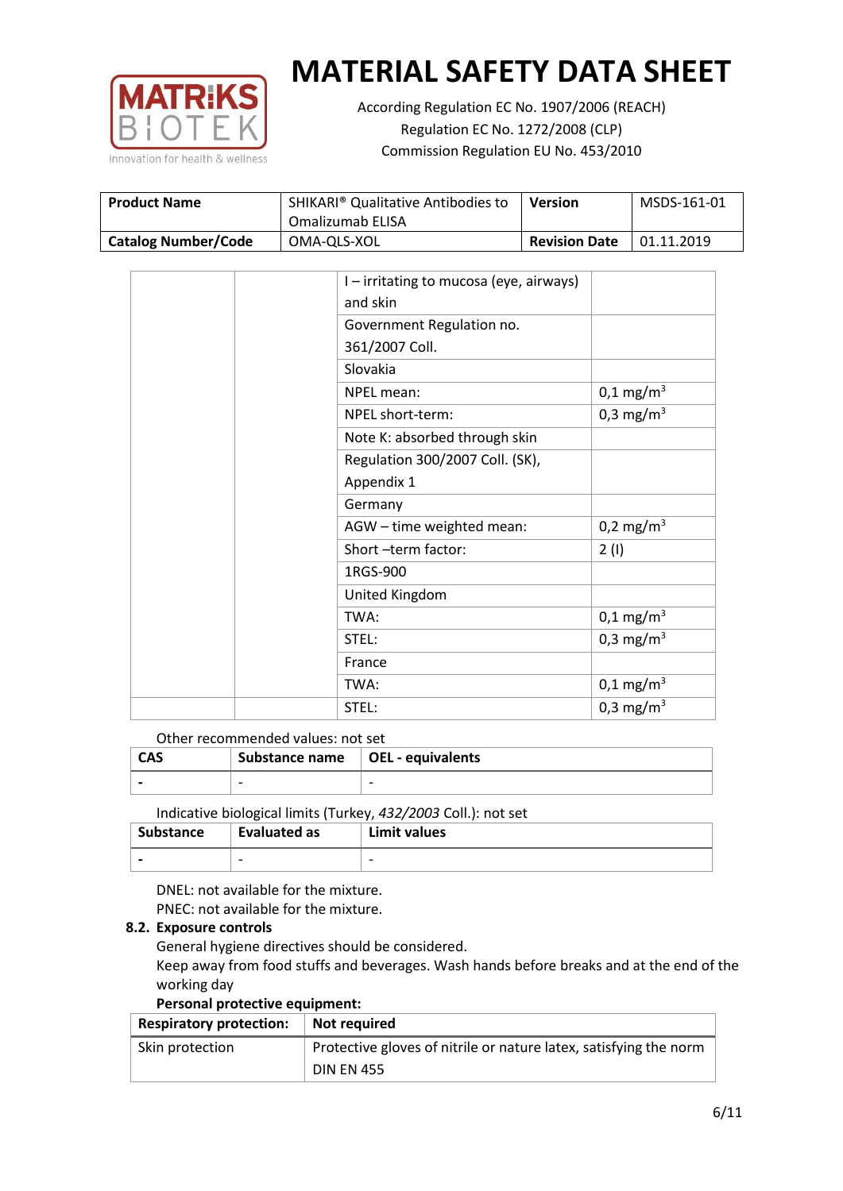# MATERIAL SAFETY DATA SHEET

According Regulation EC No. 1907/2006 (REACH)
Regulation EC No. 1272/2008 (CLP)
Commission Regulation EU No. 453/2010

| Product Name | SHIKARI® Qualitative Antibodies to Omalizumab ELISA | Version | MSDS-161-01 |
|---|---|---|---|
| Catalog Number/Code | OMA-QLS-XOL | Revision Date | 01.11.2019 |

| | | | |
|---|---|---|---|
| | | I – irritating to mucosa (eye, airways) and skin | |
| | | Government Regulation no. 361/2007 Coll. | |
| | | Slovakia | |
| | | NPEL mean: | 0,1 mg/m³ |
| | | NPEL short-term: | 0,3 mg/m³ |
| | | Note K: absorbed through skin | |
| | | Regulation 300/2007 Coll. (SK), Appendix 1 | |
| | | Germany | |
| | | AGW – time weighted mean: | 0,2 mg/m³ |
| | | Short –term factor: | 2 (I) |
| | | 1RGS-900 | |
| | | United Kingdom | |
| | | TWA: | 0,1 mg/m³ |
| | | STEL: | 0,3 mg/m³ |
| | | France | |
| | | TWA: | 0,1 mg/m³ |
| | | STEL: | 0,3 mg/m³ |

Other recommended values: not set

| CAS | Substance name | OEL - equivalents |
|---|---|---|
| - | - | - |

Indicative biological limits (Turkey, *432/2003* Coll.): not set

| Substance | Evaluated as | Limit values |
|---|---|---|
| - | - | - |

DNEL: not available for the mixture.
PNEC: not available for the mixture.

**8.2. Exposure controls**

General hygiene directives should be considered.
Keep away from food stuffs and beverages. Wash hands before breaks and at the end of the working day

**Personal protective equipment:**

| Respiratory protection: | Not required |
|---|---|
| Skin protection | Protective gloves of nitrile or nature latex, satisfying the norm DIN EN 455 |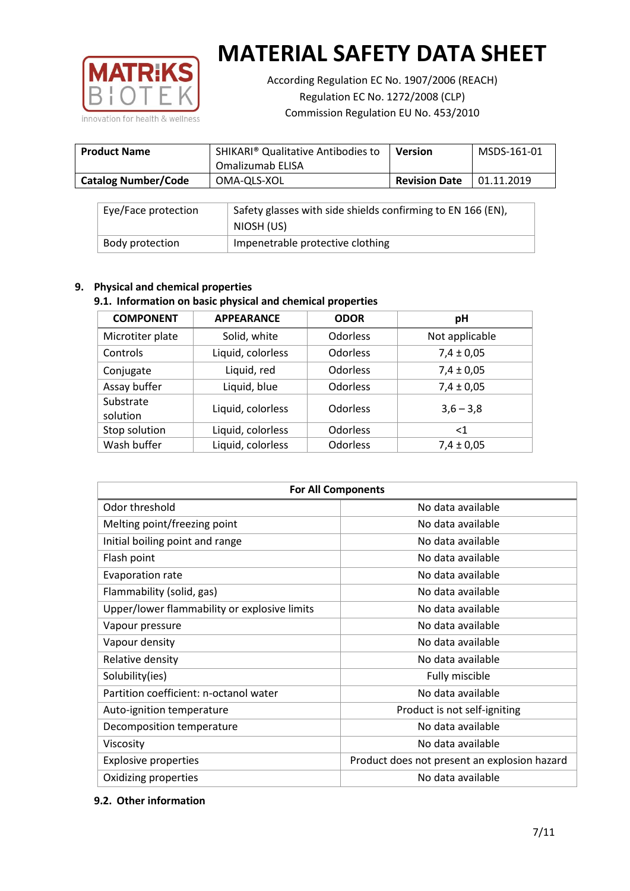# MATERIAL SAFETY DATA SHEET

According Regulation EC No. 1907/2006 (REACH)
Regulation EC No. 1272/2008 (CLP)
Commission Regulation EU No. 453/2010

| **Product Name** | SHIKARI® Qualitative Antibodies to Omalizumab ELISA | **Version** | MSDS-161-01 |
|---|---|---|---|
| **Catalog Number/Code** | OMA-QLS-XOL | **Revision Date** | 01.11.2019 |

| Eye/Face protection | Safety glasses with side shields confirming to EN 166 (EN), NIOSH (US) |
|---|---|
| Body protection | Impenetrable protective clothing |

## 9. Physical and chemical properties

### 9.1. Information on basic physical and chemical properties

| COMPONENT | APPEARANCE | ODOR | pH |
|---|---|---|---|
| Microtiter plate | Solid, white | Odorless | Not applicable |
| Controls | Liquid, colorless | Odorless | 7,4 ± 0,05 |
| Conjugate | Liquid, red | Odorless | 7,4 ± 0,05 |
| Assay buffer | Liquid, blue | Odorless | 7,4 ± 0,05 |
| Substrate solution | Liquid, colorless | Odorless | 3,6 – 3,8 |
| Stop solution | Liquid, colorless | Odorless | <1 |
| Wash buffer | Liquid, colorless | Odorless | 7,4 ± 0,05 |

| For All Components | |
|---|---|
| Odor threshold | No data available |
| Melting point/freezing point | No data available |
| Initial boiling point and range | No data available |
| Flash point | No data available |
| Evaporation rate | No data available |
| Flammability (solid, gas) | No data available |
| Upper/lower flammability or explosive limits | No data available |
| Vapour pressure | No data available |
| Vapour density | No data available |
| Relative density | No data available |
| Solubility(ies) | Fully miscible |
| Partition coefficient: n-octanol water | No data available |
| Auto-ignition temperature | Product is not self-igniting |
| Decomposition temperature | No data available |
| Viscosity | No data available |
| Explosive properties | Product does not present an explosion hazard |
| Oxidizing properties | No data available |

### 9.2. Other information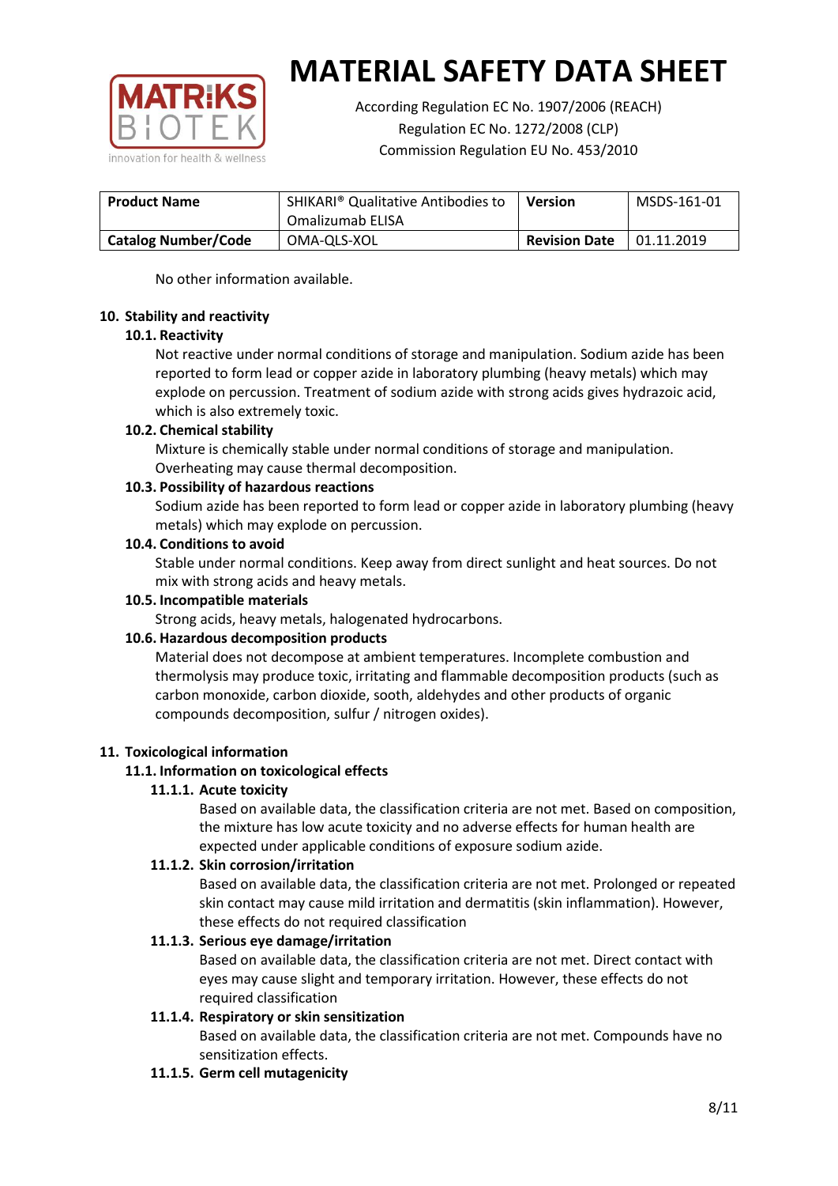| Product Name | SHIKARI® Qualitative Antibodies to Omalizumab ELISA | Version | MSDS-161-01 |
|---|---|---|---|
| Catalog Number/Code | OMA-QLS-XOL | Revision Date | 01.11.2019 |

No other information available.

## 10. Stability and reactivity

### 10.1. Reactivity

Not reactive under normal conditions of storage and manipulation. Sodium azide has been reported to form lead or copper azide in laboratory plumbing (heavy metals) which may explode on percussion. Treatment of sodium azide with strong acids gives hydrazoic acid, which is also extremely toxic.

### 10.2. Chemical stability

Mixture is chemically stable under normal conditions of storage and manipulation. Overheating may cause thermal decomposition.

### 10.3. Possibility of hazardous reactions

Sodium azide has been reported to form lead or copper azide in laboratory plumbing (heavy metals) which may explode on percussion.

### 10.4. Conditions to avoid

Stable under normal conditions. Keep away from direct sunlight and heat sources. Do not mix with strong acids and heavy metals.

### 10.5. Incompatible materials

Strong acids, heavy metals, halogenated hydrocarbons.

### 10.6. Hazardous decomposition products

Material does not decompose at ambient temperatures. Incomplete combustion and thermolysis may produce toxic, irritating and flammable decomposition products (such as carbon monoxide, carbon dioxide, sooth, aldehydes and other products of organic compounds decomposition, sulfur / nitrogen oxides).

## 11. Toxicological information

### 11.1. Information on toxicological effects

#### 11.1.1. Acute toxicity

Based on available data, the classification criteria are not met. Based on composition, the mixture has low acute toxicity and no adverse effects for human health are expected under applicable conditions of exposure sodium azide.

#### 11.1.2. Skin corrosion/irritation

Based on available data, the classification criteria are not met. Prolonged or repeated skin contact may cause mild irritation and dermatitis (skin inflammation). However, these effects do not required classification

#### 11.1.3. Serious eye damage/irritation

Based on available data, the classification criteria are not met. Direct contact with eyes may cause slight and temporary irritation. However, these effects do not required classification

#### 11.1.4. Respiratory or skin sensitization

Based on available data, the classification criteria are not met. Compounds have no sensitization effects.

#### 11.1.5. Germ cell mutagenicity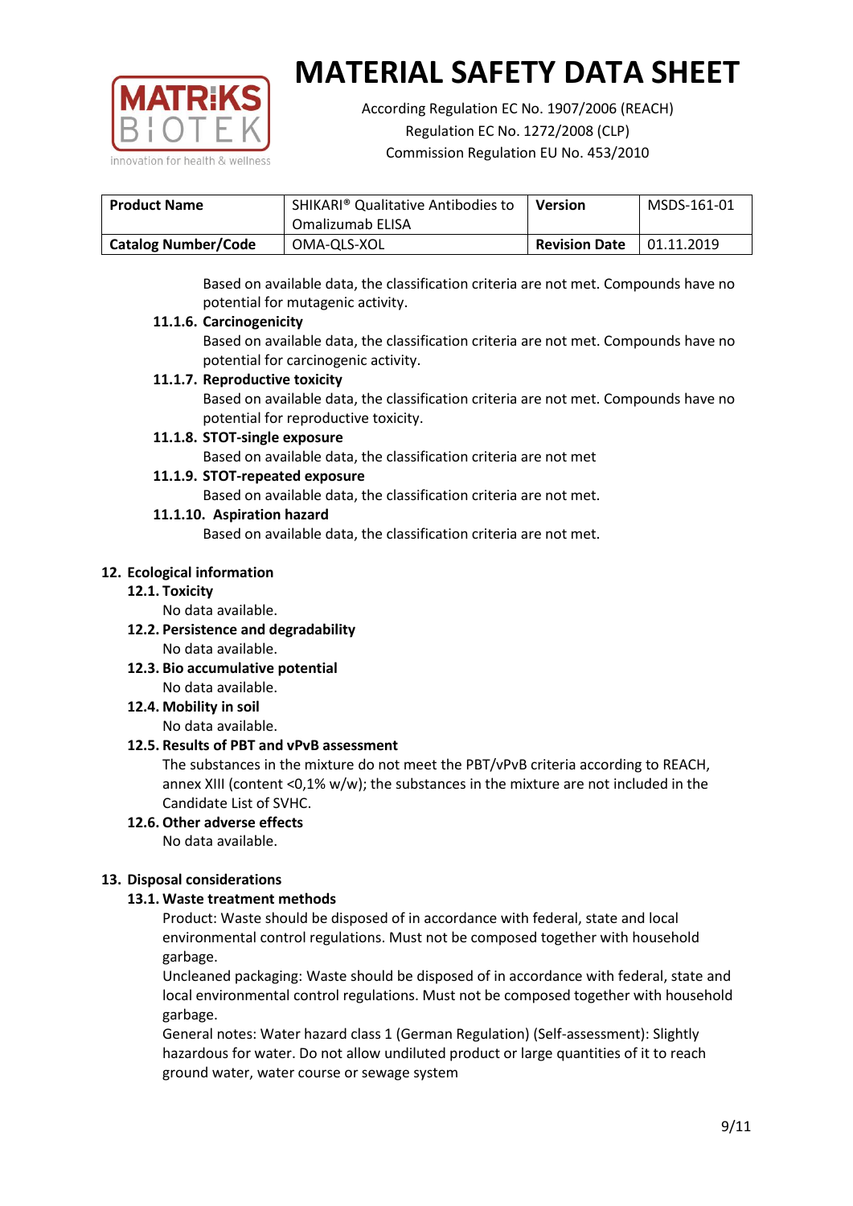| Product Name | SHIKARI® Qualitative Antibodies to Omalizumab ELISA | Version | MSDS-161-01 |
|---|---|---|---|
| Catalog Number/Code | OMA-QLS-XOL | Revision Date | 01.11.2019 |

Based on available data, the classification criteria are not met. Compounds have no potential for mutagenic activity.

**11.1.6. Carcinogenicity**

Based on available data, the classification criteria are not met. Compounds have no potential for carcinogenic activity.

**11.1.7. Reproductive toxicity**

Based on available data, the classification criteria are not met. Compounds have no potential for reproductive toxicity.

**11.1.8. STOT-single exposure**

Based on available data, the classification criteria are not met

**11.1.9. STOT-repeated exposure**

Based on available data, the classification criteria are not met.

**11.1.10. Aspiration hazard**

Based on available data, the classification criteria are not met.

## 12. Ecological information

### 12.1. Toxicity

No data available.

### 12.2. Persistence and degradability

No data available.

### 12.3. Bio accumulative potential

No data available.

### 12.4. Mobility in soil

No data available.

### 12.5. Results of PBT and vPvB assessment

The substances in the mixture do not meet the PBT/vPvB criteria according to REACH, annex XIII (content <0,1% w/w); the substances in the mixture are not included in the Candidate List of SVHC.

### 12.6. Other adverse effects

No data available.

## 13. Disposal considerations

### 13.1. Waste treatment methods

Product: Waste should be disposed of in accordance with federal, state and local environmental control regulations. Must not be composed together with household garbage.

Uncleaned packaging: Waste should be disposed of in accordance with federal, state and local environmental control regulations. Must not be composed together with household garbage.

General notes: Water hazard class 1 (German Regulation) (Self-assessment): Slightly hazardous for water. Do not allow undiluted product or large quantities of it to reach ground water, water course or sewage system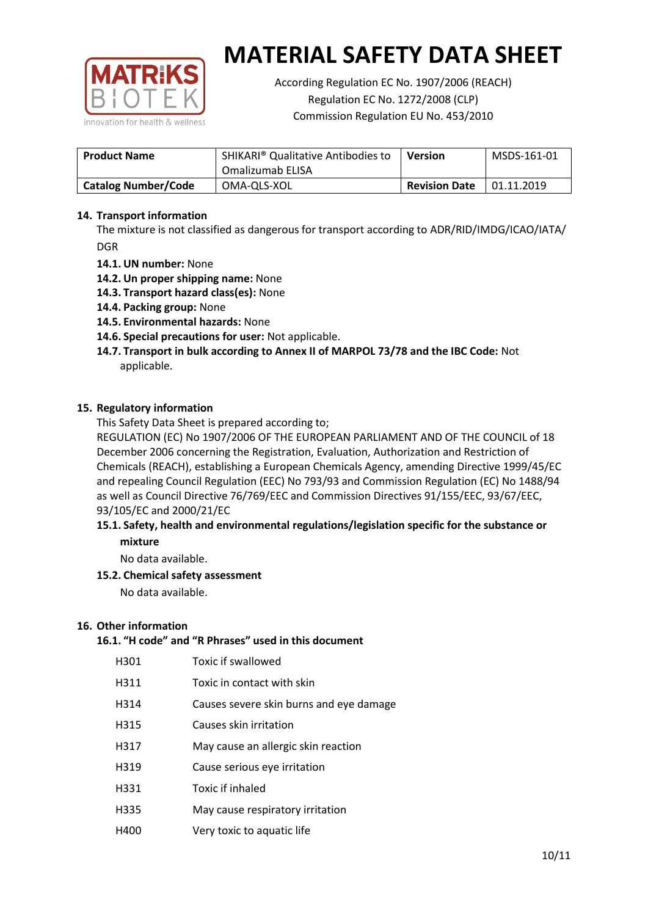# MATERIAL SAFETY DATA SHEET

According Regulation EC No. 1907/2006 (REACH)
Regulation EC No. 1272/2008 (CLP)
Commission Regulation EU No. 453/2010

| **Product Name** | SHIKARI® Qualitative Antibodies to Omalizumab ELISA | **Version** | MSDS-161-01 |
|---|---|---|---|
| **Catalog Number/Code** | OMA-QLS-XOL | **Revision Date** | 01.11.2019 |

## 14. Transport information

The mixture is not classified as dangerous for transport according to ADR/RID/IMDG/ICAO/IATA/DGR

- **14.1. UN number:** None
- **14.2. Un proper shipping name:** None
- **14.3. Transport hazard class(es):** None
- **14.4. Packing group:** None
- **14.5. Environmental hazards:** None
- **14.6. Special precautions for user:** Not applicable.
- **14.7. Transport in bulk according to Annex II of MARPOL 73/78 and the IBC Code:** Not applicable.

## 15. Regulatory information

This Safety Data Sheet is prepared according to;
REGULATION (EC) No 1907/2006 OF THE EUROPEAN PARLIAMENT AND OF THE COUNCIL of 18 December 2006 concerning the Registration, Evaluation, Authorization and Restriction of Chemicals (REACH), establishing a European Chemicals Agency, amending Directive 1999/45/EC and repealing Council Regulation (EEC) No 793/93 and Commission Regulation (EC) No 1488/94 as well as Council Directive 76/769/EEC and Commission Directives 91/155/EEC, 93/67/EEC, 93/105/EC and 2000/21/EC

### 15.1. Safety, health and environmental regulations/legislation specific for the substance or mixture

No data available.

### 15.2. Chemical safety assessment

No data available.

## 16. Other information

### 16.1. "H code" and "R Phrases" used in this document

| | |
|---|---|
| H301 | Toxic if swallowed |
| H311 | Toxic in contact with skin |
| H314 | Causes severe skin burns and eye damage |
| H315 | Causes skin irritation |
| H317 | May cause an allergic skin reaction |
| H319 | Cause serious eye irritation |
| H331 | Toxic if inhaled |
| H335 | May cause respiratory irritation |
| H400 | Very toxic to aquatic life |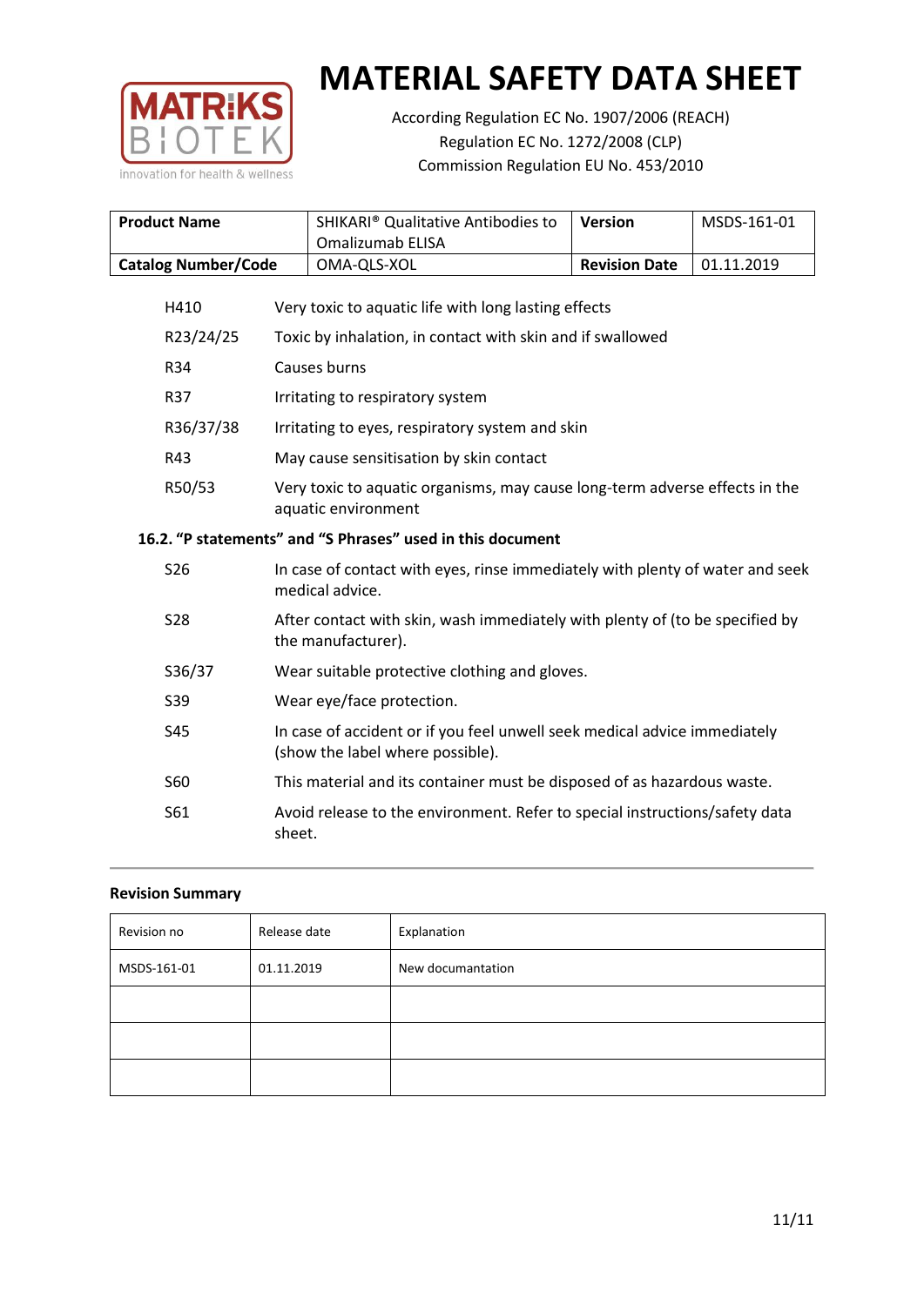# MATERIAL SAFETY DATA SHEET

According Regulation EC No. 1907/2006 (REACH)
Regulation EC No. 1272/2008 (CLP)
Commission Regulation EU No. 453/2010

| | | | |
|---|---|---|---|
| **Product Name** | SHIKARI® Qualitative Antibodies to Omalizumab ELISA | **Version** | MSDS-161-01 |
| **Catalog Number/Code** | OMA-QLS-XOL | **Revision Date** | 01.11.2019 |

| | |
|---|---|
| H410 | Very toxic to aquatic life with long lasting effects |
| R23/24/25 | Toxic by inhalation, in contact with skin and if swallowed |
| R34 | Causes burns |
| R37 | Irritating to respiratory system |
| R36/37/38 | Irritating to eyes, respiratory system and skin |
| R43 | May cause sensitisation by skin contact |
| R50/53 | Very toxic to aquatic organisms, may cause long-term adverse effects in the aquatic environment |

### 16.2. "P statements" and "S Phrases" used in this document

| | |
|---|---|
| S26 | In case of contact with eyes, rinse immediately with plenty of water and seek medical advice. |
| S28 | After contact with skin, wash immediately with plenty of (to be specified by the manufacturer). |
| S36/37 | Wear suitable protective clothing and gloves. |
| S39 | Wear eye/face protection. |
| S45 | In case of accident or if you feel unwell seek medical advice immediately (show the label where possible). |
| S60 | This material and its container must be disposed of as hazardous waste. |
| S61 | Avoid release to the environment. Refer to special instructions/safety data sheet. |

**Revision Summary**

| Revision no | Release date | Explanation |
|---|---|---|
| MSDS-161-01 | 01.11.2019 | New documantation |
| | | |
| | | |
| | | |